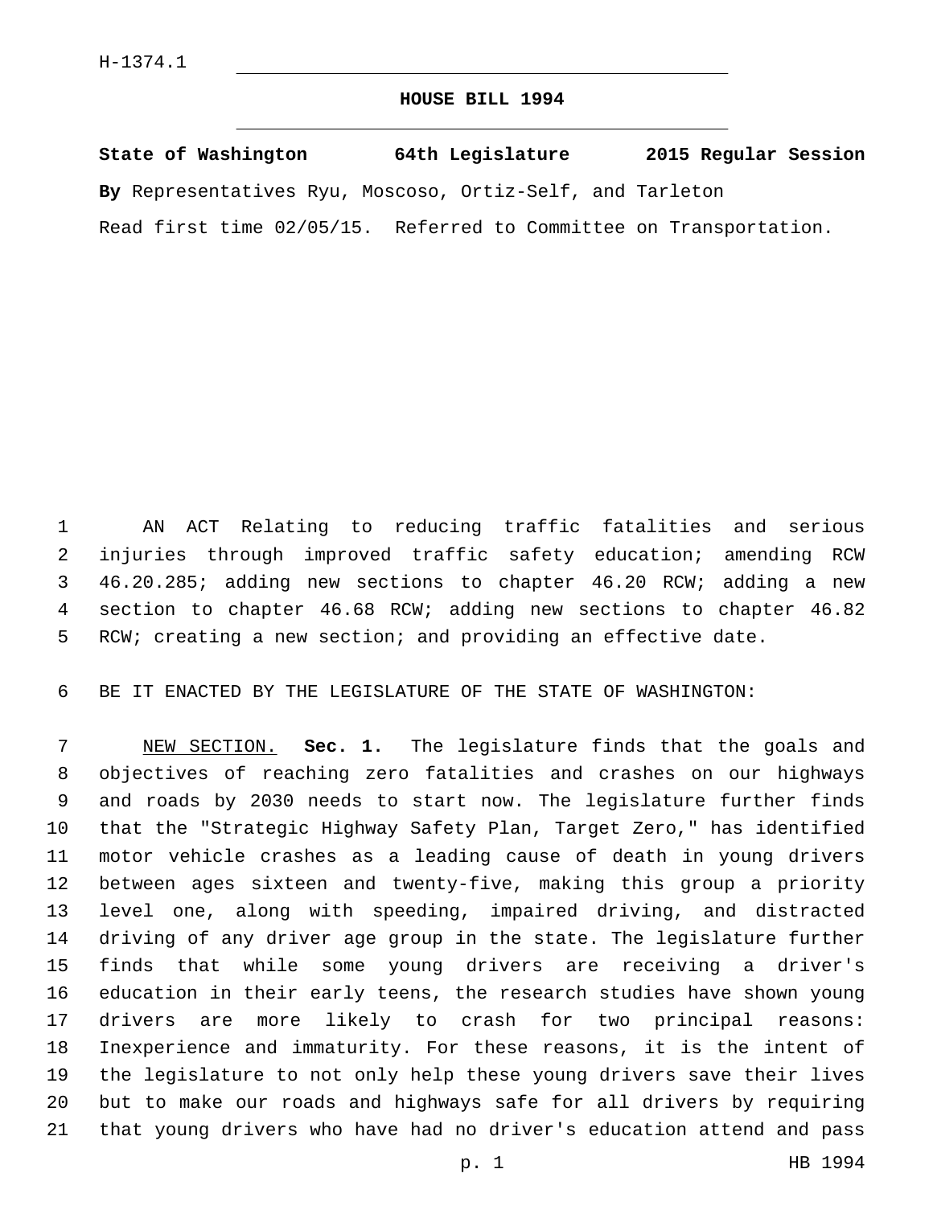H-1374.1

# HOUSE BILL 1994

**State of Washington 64th Legislature 2015 Regular Session**

**By** Representatives Ryu, Moscoso, Ortiz-Self, and Tarleton

Read first time 02/05/15. Referred to Committee on Transportation.

AN ACT Relating to reducing traffic fatalities and serious injuries through improved traffic safety education; amending RCW 46.20.285; adding new sections to chapter 46.20 RCW; adding a new section to chapter 46.68 RCW; adding new sections to chapter 46.82 RCW; creating a new section; and providing an effective date.

BE IT ENACTED BY THE LEGISLATURE OF THE STATE OF WASHINGTON:

NEW SECTION. **Sec. 1.** The legislature finds that the goals and objectives of reaching zero fatalities and crashes on our highways and roads by 2030 needs to start now. The legislature further finds that the "Strategic Highway Safety Plan, Target Zero," has identified motor vehicle crashes as a leading cause of death in young drivers between ages sixteen and twenty-five, making this group a priority level one, along with speeding, impaired driving, and distracted driving of any driver age group in the state. The legislature further finds that while some young drivers are receiving a driver's education in their early teens, the research studies have shown young drivers are more likely to crash for two principal reasons: Inexperience and immaturity. For these reasons, it is the intent of the legislature to not only help these young drivers save their lives but to make our roads and highways safe for all drivers by requiring that young drivers who have had no driver's education attend and pass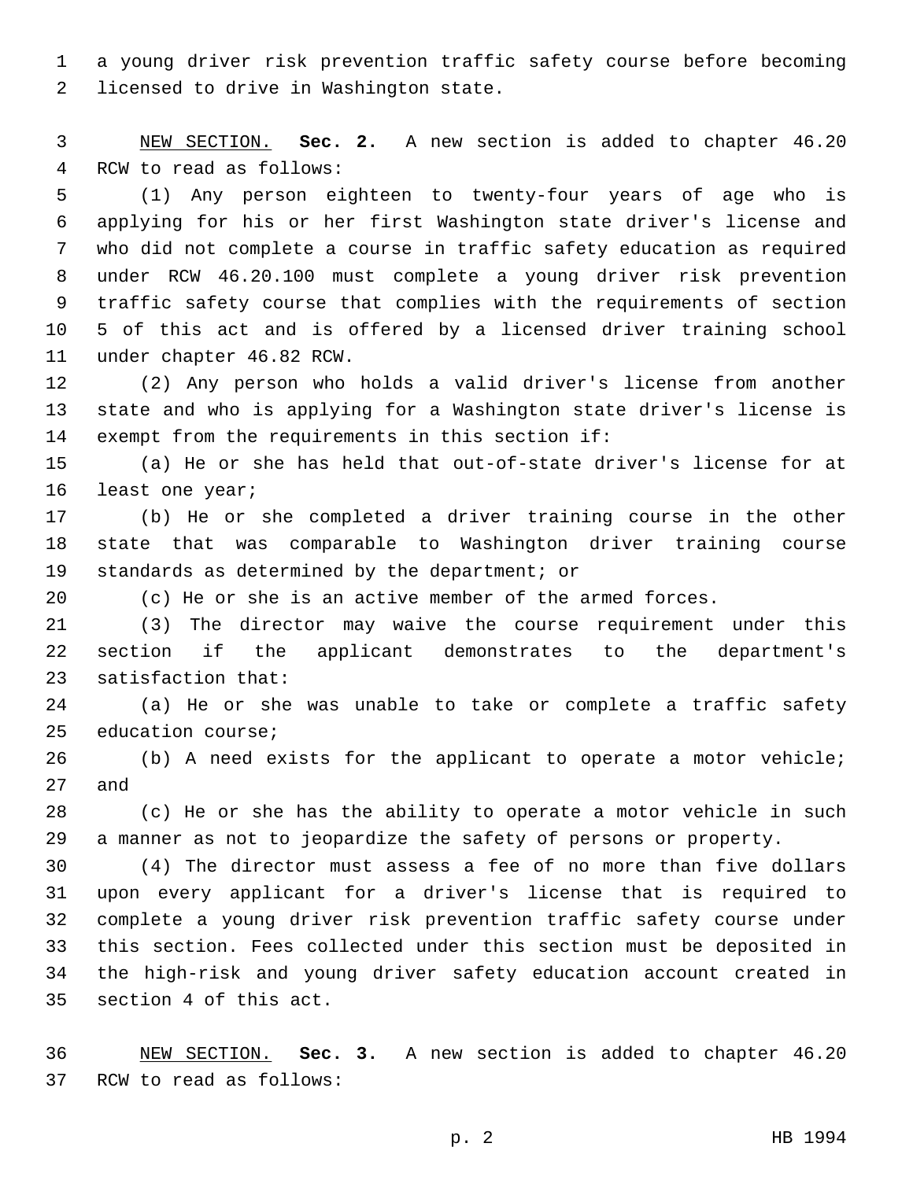a young driver risk prevention traffic safety course before becoming licensed to drive in Washington state.

NEW SECTION. **Sec. 2.** A new section is added to chapter 46.20 RCW to read as follows:

(1) Any person eighteen to twenty-four years of age who is applying for his or her first Washington state driver's license and who did not complete a course in traffic safety education as required under RCW 46.20.100 must complete a young driver risk prevention traffic safety course that complies with the requirements of section 5 of this act and is offered by a licensed driver training school under chapter 46.82 RCW.

(2) Any person who holds a valid driver's license from another state and who is applying for a Washington state driver's license is exempt from the requirements in this section if:

(a) He or she has held that out-of-state driver's license for at least one year;

(b) He or she completed a driver training course in the other state that was comparable to Washington driver training course standards as determined by the department; or

(c) He or she is an active member of the armed forces.

(3) The director may waive the course requirement under this section if the applicant demonstrates to the department's satisfaction that:

(a) He or she was unable to take or complete a traffic safety education course;

(b) A need exists for the applicant to operate a motor vehicle; and

(c) He or she has the ability to operate a motor vehicle in such a manner as not to jeopardize the safety of persons or property.

(4) The director must assess a fee of no more than five dollars upon every applicant for a driver's license that is required to complete a young driver risk prevention traffic safety course under this section. Fees collected under this section must be deposited in the high-risk and young driver safety education account created in section 4 of this act.

NEW SECTION. **Sec. 3.** A new section is added to chapter 46.20 RCW to read as follows: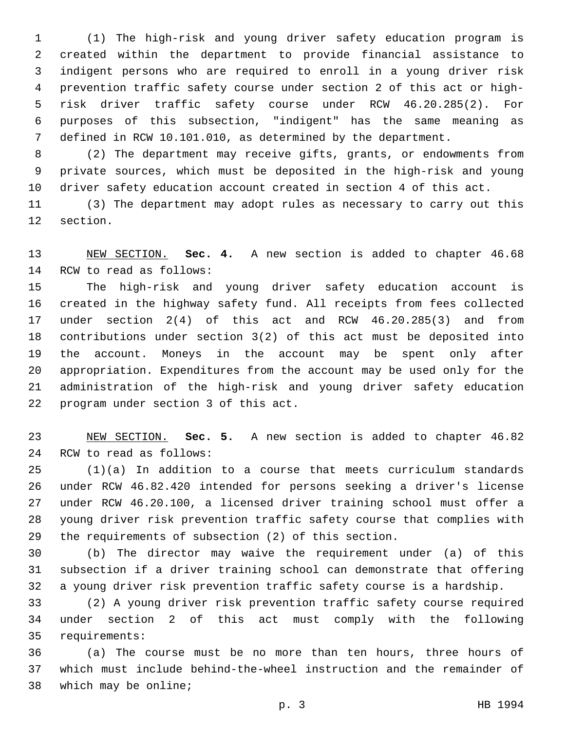(1) The high-risk and young driver safety education program is created within the department to provide financial assistance to indigent persons who are required to enroll in a young driver risk prevention traffic safety course under section 2 of this act or high-risk driver traffic safety course under RCW 46.20.285(2). For purposes of this subsection, "indigent" has the same meaning as defined in RCW 10.101.010, as determined by the department.

(2) The department may receive gifts, grants, or endowments from private sources, which must be deposited in the high-risk and young driver safety education account created in section 4 of this act.

(3) The department may adopt rules as necessary to carry out this section.

NEW SECTION. **Sec. 4.** A new section is added to chapter 46.68 RCW to read as follows:

The high-risk and young driver safety education account is created in the highway safety fund. All receipts from fees collected under section 2(4) of this act and RCW 46.20.285(3) and from contributions under section 3(2) of this act must be deposited into the account. Moneys in the account may be spent only after appropriation. Expenditures from the account may be used only for the administration of the high-risk and young driver safety education program under section 3 of this act.

NEW SECTION. **Sec. 5.** A new section is added to chapter 46.82 RCW to read as follows:

(1)(a) In addition to a course that meets curriculum standards under RCW 46.82.420 intended for persons seeking a driver's license under RCW 46.20.100, a licensed driver training school must offer a young driver risk prevention traffic safety course that complies with the requirements of subsection (2) of this section.

(b) The director may waive the requirement under (a) of this subsection if a driver training school can demonstrate that offering a young driver risk prevention traffic safety course is a hardship.

(2) A young driver risk prevention traffic safety course required under section 2 of this act must comply with the following requirements:

(a) The course must be no more than ten hours, three hours of which must include behind-the-wheel instruction and the remainder of which may be online;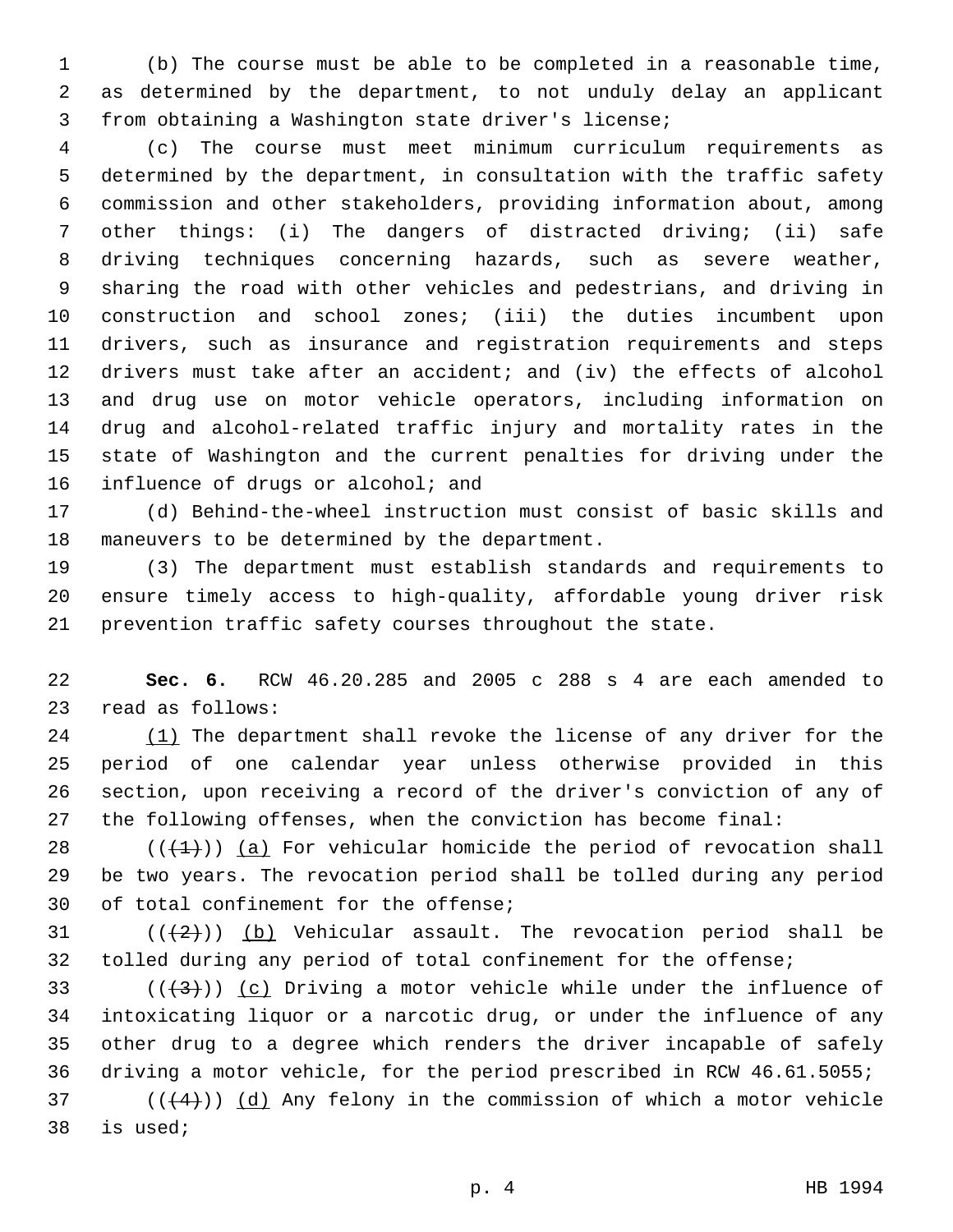(b) The course must be able to be completed in a reasonable time, as determined by the department, to not unduly delay an applicant from obtaining a Washington state driver's license;

(c) The course must meet minimum curriculum requirements as determined by the department, in consultation with the traffic safety commission and other stakeholders, providing information about, among other things: (i) The dangers of distracted driving; (ii) safe driving techniques concerning hazards, such as severe weather, sharing the road with other vehicles and pedestrians, and driving in construction and school zones; (iii) the duties incumbent upon drivers, such as insurance and registration requirements and steps drivers must take after an accident; and (iv) the effects of alcohol and drug use on motor vehicle operators, including information on drug and alcohol-related traffic injury and mortality rates in the state of Washington and the current penalties for driving under the influence of drugs or alcohol; and

(d) Behind-the-wheel instruction must consist of basic skills and maneuvers to be determined by the department.

(3) The department must establish standards and requirements to ensure timely access to high-quality, affordable young driver risk prevention traffic safety courses throughout the state.

**Sec. 6.** RCW 46.20.285 and 2005 c 288 s 4 are each amended to read as follows:

(1) The department shall revoke the license of any driver for the period of one calendar year unless otherwise provided in this section, upon receiving a record of the driver's conviction of any of the following offenses, when the conviction has become final:

((~~(1)~~)) (a) For vehicular homicide the period of revocation shall be two years. The revocation period shall be tolled during any period of total confinement for the offense;

((~~(2)~~)) (b) Vehicular assault. The revocation period shall be tolled during any period of total confinement for the offense;

((~~(3)~~)) (c) Driving a motor vehicle while under the influence of intoxicating liquor or a narcotic drug, or under the influence of any other drug to a degree which renders the driver incapable of safely driving a motor vehicle, for the period prescribed in RCW 46.61.5055;

((~~(4)~~)) (d) Any felony in the commission of which a motor vehicle is used;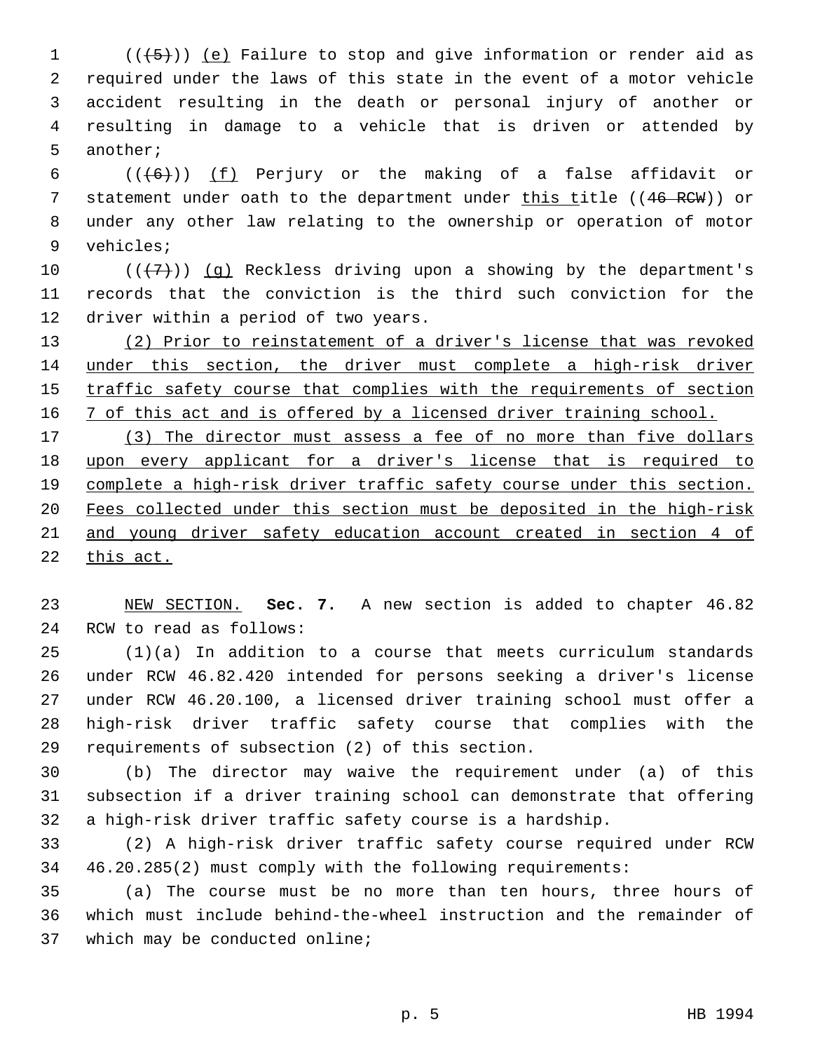((~~(5)~~)) (e) Failure to stop and give information or render aid as required under the laws of this state in the event of a motor vehicle accident resulting in the death or personal injury of another or resulting in damage to a vehicle that is driven or attended by another;

((~~(6)~~)) (f) Perjury or the making of a false affidavit or statement under oath to the department under this title ((~~46 RCW~~)) or under any other law relating to the ownership or operation of motor vehicles;

((~~(7)~~)) (g) Reckless driving upon a showing by the department's records that the conviction is the third such conviction for the driver within a period of two years.

(2) Prior to reinstatement of a driver's license that was revoked under this section, the driver must complete a high-risk driver traffic safety course that complies with the requirements of section 7 of this act and is offered by a licensed driver training school.

(3) The director must assess a fee of no more than five dollars upon every applicant for a driver's license that is required to complete a high-risk driver traffic safety course under this section. Fees collected under this section must be deposited in the high-risk and young driver safety education account created in section 4 of this act.

NEW SECTION. **Sec. 7.** A new section is added to chapter 46.82 RCW to read as follows:

(1)(a) In addition to a course that meets curriculum standards under RCW 46.82.420 intended for persons seeking a driver's license under RCW 46.20.100, a licensed driver training school must offer a high-risk driver traffic safety course that complies with the requirements of subsection (2) of this section.

(b) The director may waive the requirement under (a) of this subsection if a driver training school can demonstrate that offering a high-risk driver traffic safety course is a hardship.

(2) A high-risk driver traffic safety course required under RCW 46.20.285(2) must comply with the following requirements:

(a) The course must be no more than ten hours, three hours of which must include behind-the-wheel instruction and the remainder of which may be conducted online;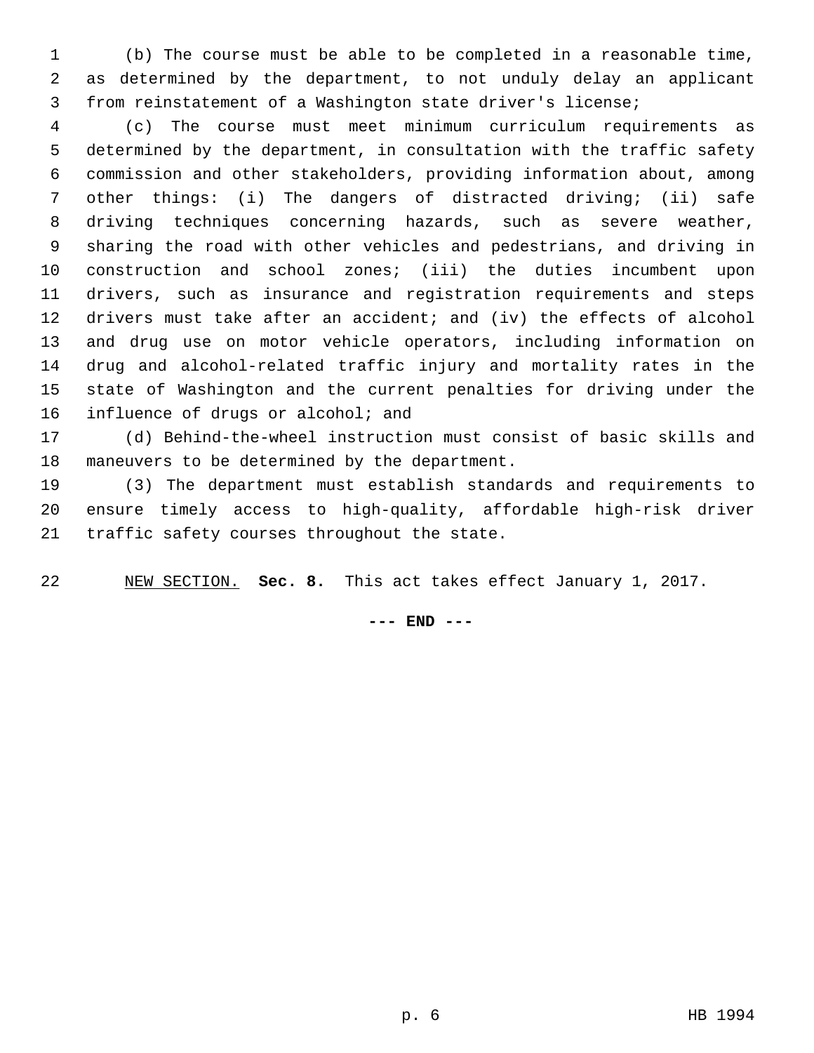(b) The course must be able to be completed in a reasonable time, as determined by the department, to not unduly delay an applicant from reinstatement of a Washington state driver's license;

(c) The course must meet minimum curriculum requirements as determined by the department, in consultation with the traffic safety commission and other stakeholders, providing information about, among other things: (i) The dangers of distracted driving; (ii) safe driving techniques concerning hazards, such as severe weather, sharing the road with other vehicles and pedestrians, and driving in construction and school zones; (iii) the duties incumbent upon drivers, such as insurance and registration requirements and steps drivers must take after an accident; and (iv) the effects of alcohol and drug use on motor vehicle operators, including information on drug and alcohol-related traffic injury and mortality rates in the state of Washington and the current penalties for driving under the influence of drugs or alcohol; and

(d) Behind-the-wheel instruction must consist of basic skills and maneuvers to be determined by the department.

(3) The department must establish standards and requirements to ensure timely access to high-quality, affordable high-risk driver traffic safety courses throughout the state.

NEW SECTION. **Sec. 8.** This act takes effect January 1, 2017.

**--- END ---**